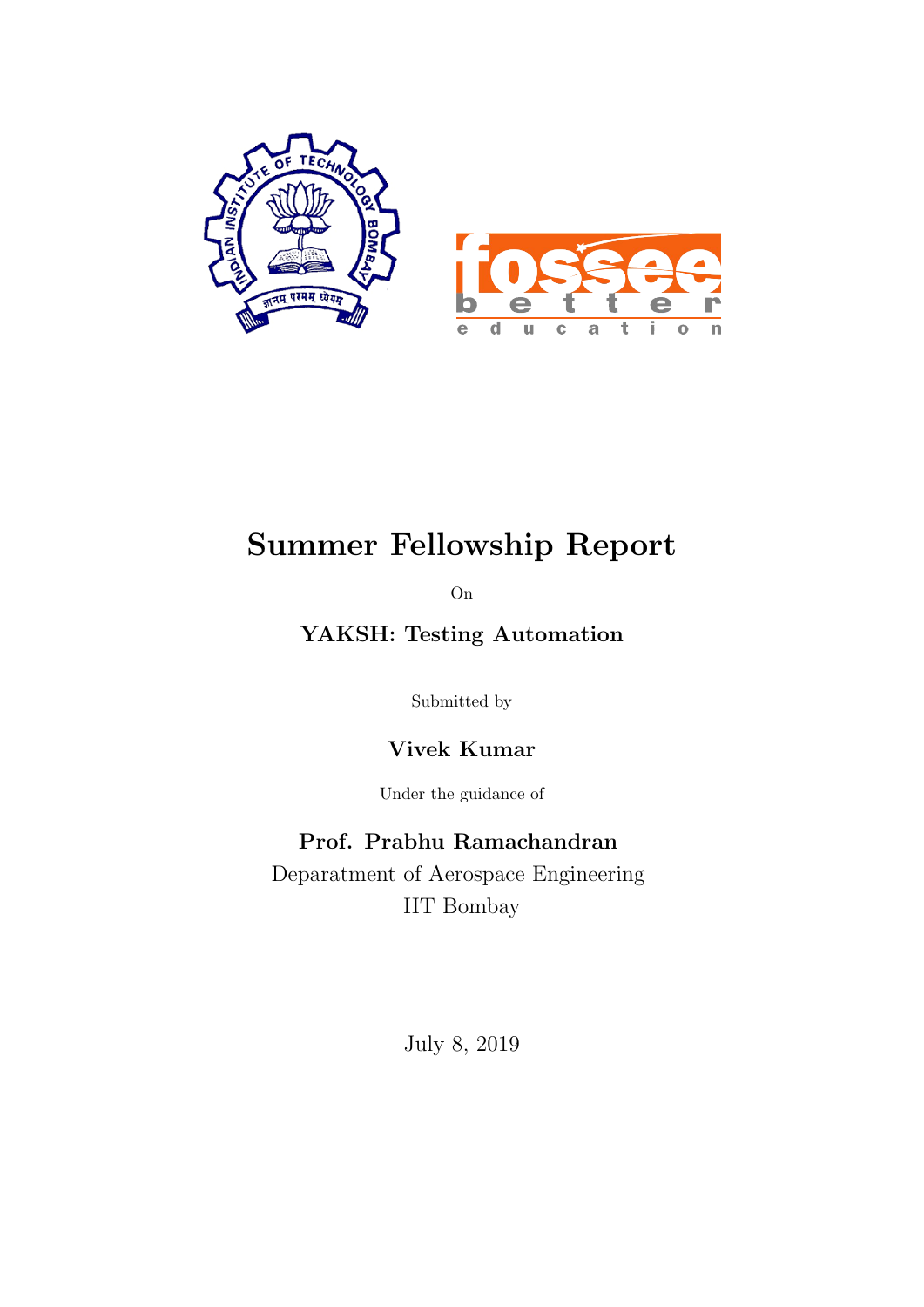# Summer Fellowship Report

On

**YAKSH: Testing Automation**

Submitted by

**Vivek Kumar**

Under the guidance of

**Prof. Prabhu Ramachandran**

Deparatment of Aerospace Engineering

IIT Bombay

July 8, 2019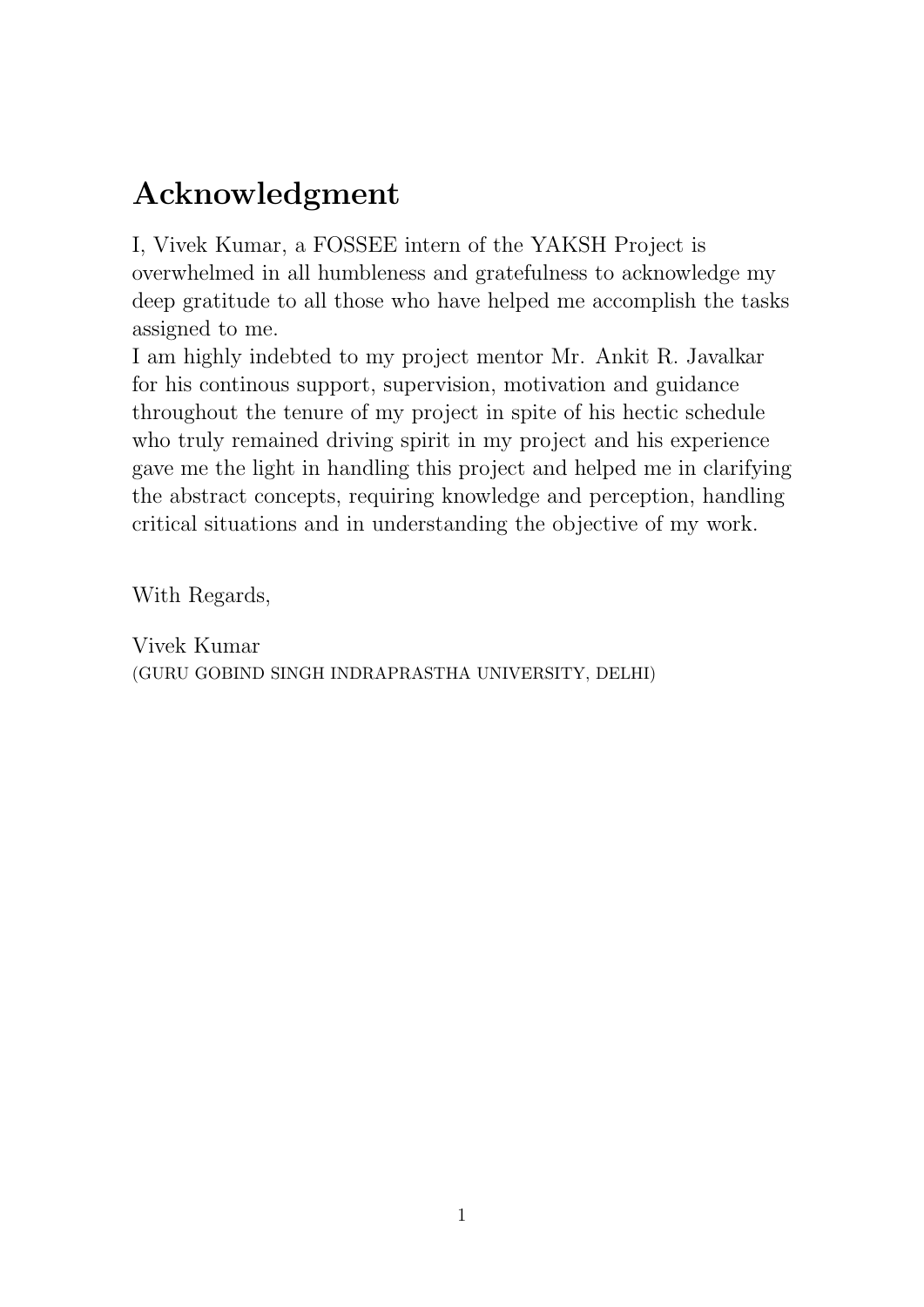# Acknowledgment

I, Vivek Kumar, a FOSSEE intern of the YAKSH Project is overwhelmed in all humbleness and gratefulness to acknowledge my deep gratitude to all those who have helped me accomplish the tasks assigned to me.
I am highly indebted to my project mentor Mr. Ankit R. Javalkar for his continous support, supervision, motivation and guidance throughout the tenure of my project in spite of his hectic schedule who truly remained driving spirit in my project and his experience gave me the light in handling this project and helped me in clarifying the abstract concepts, requiring knowledge and perception, handling critical situations and in understanding the objective of my work.

With Regards,

Vivek Kumar
(GURU GOBIND SINGH INDRAPRASTHA UNIVERSITY, DELHI)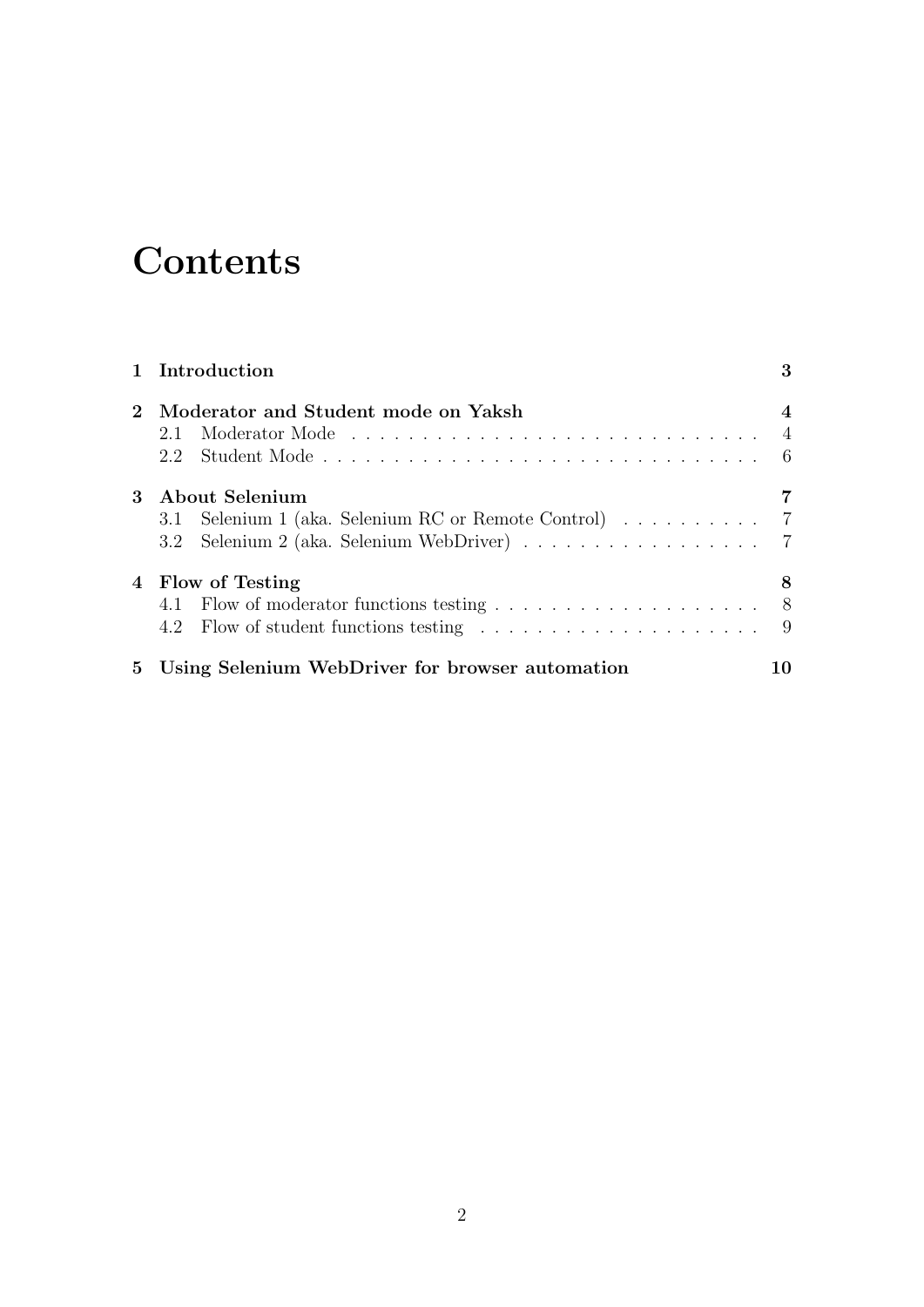# Contents

| | | |
|---|---|---|
| **1** | **Introduction** | **3** |
| **2** | **Moderator and Student mode on Yaksh** | **4** |
| 2.1 | Moderator Mode | 4 |
| 2.2 | Student Mode | 6 |
| **3** | **About Selenium** | **7** |
| 3.1 | Selenium 1 (aka. Selenium RC or Remote Control) | 7 |
| 3.2 | Selenium 2 (aka. Selenium WebDriver) | 7 |
| **4** | **Flow of Testing** | **8** |
| 4.1 | Flow of moderator functions testing | 8 |
| 4.2 | Flow of student functions testing | 9 |
| **5** | **Using Selenium WebDriver for browser automation** | **10** |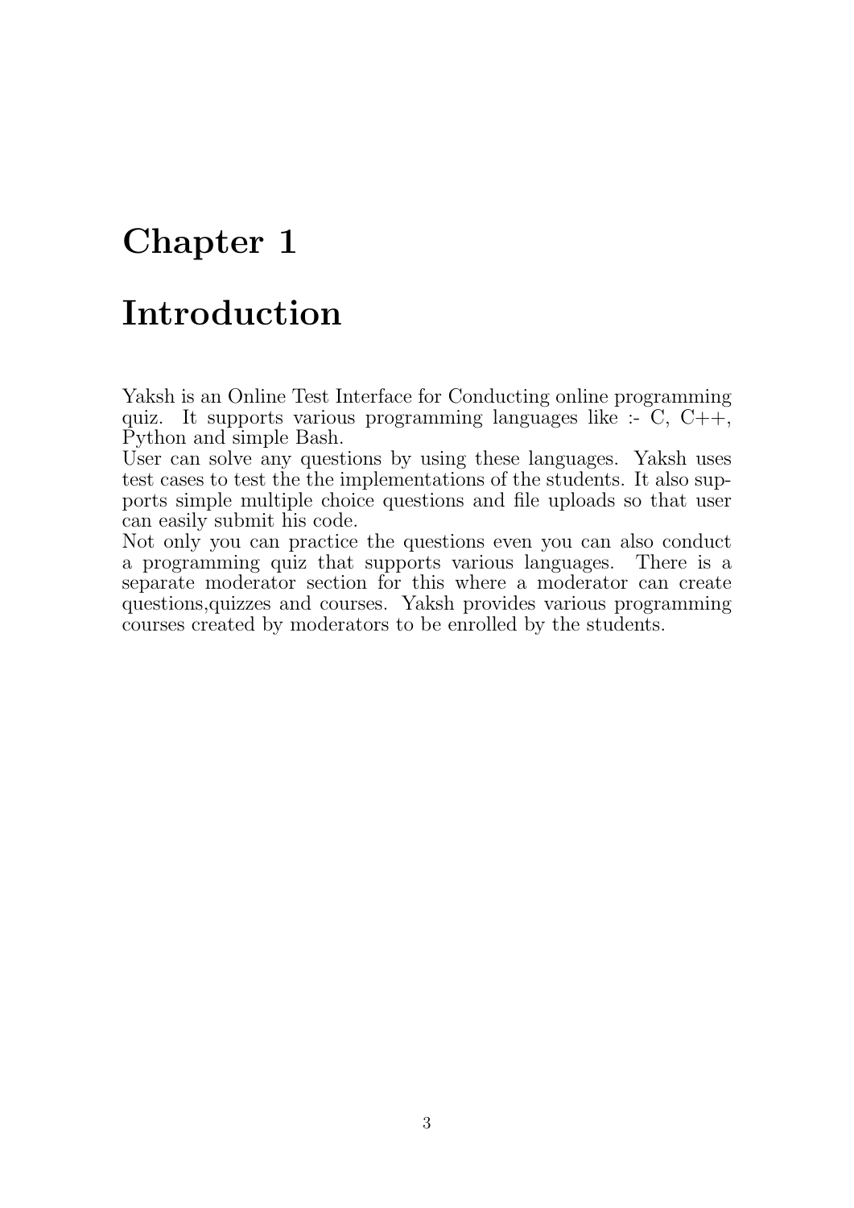# Chapter 1

# Introduction

Yaksh is an Online Test Interface for Conducting online programming quiz. It supports various programming languages like :- C, C++, Python and simple Bash.
User can solve any questions by using these languages. Yaksh uses test cases to test the the implementations of the students. It also supports simple multiple choice questions and file uploads so that user can easily submit his code.
Not only you can practice the questions even you can also conduct a programming quiz that supports various languages. There is a separate moderator section for this where a moderator can create questions,quizzes and courses. Yaksh provides various programming courses created by moderators to be enrolled by the students.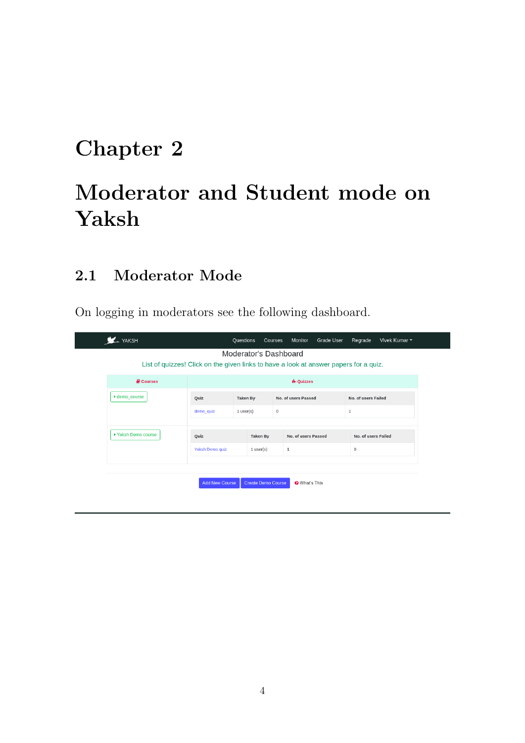# Chapter 2

# Moderator and Student mode on Yaksh

## 2.1 Moderator Mode

On logging in moderators see the following dashboard.

YAKSH | Questions | Courses | Monitor | Grade User | Regrade | Vivek Kumar

Moderator's Dashboard

List of quizzes! Click on the given links to have a look at answer papers for a quiz.

| Courses | Quizzes | | | |
|---|---|---|---|---|
| | Quiz | Taken By | No. of users Passed | No. of users Failed |
| demo_course | demo_quiz | 1 user(s) | 0 | 1 |
| | Quiz | Taken By | No. of users Passed | No. of users Failed |
| Yaksh Demo course | Yaksh Demo quiz | 1 user(s) | 1 | 0 |

Add New Course | Create Demo Course | What's This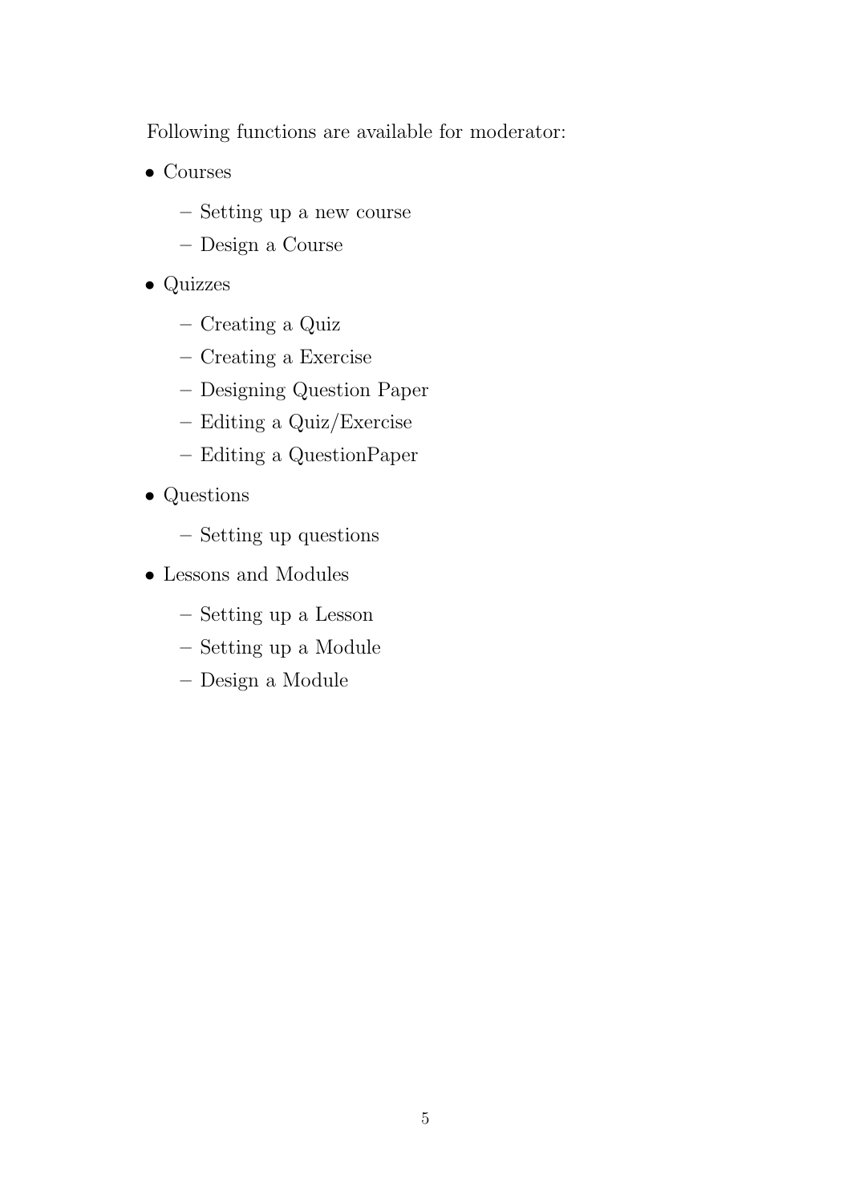Following functions are available for moderator:

- Courses
  - Setting up a new course
  - Design a Course
- Quizzes
  - Creating a Quiz
  - Creating a Exercise
  - Designing Question Paper
  - Editing a Quiz/Exercise
  - Editing a QuestionPaper
- Questions
  - Setting up questions
- Lessons and Modules
  - Setting up a Lesson
  - Setting up a Module
  - Design a Module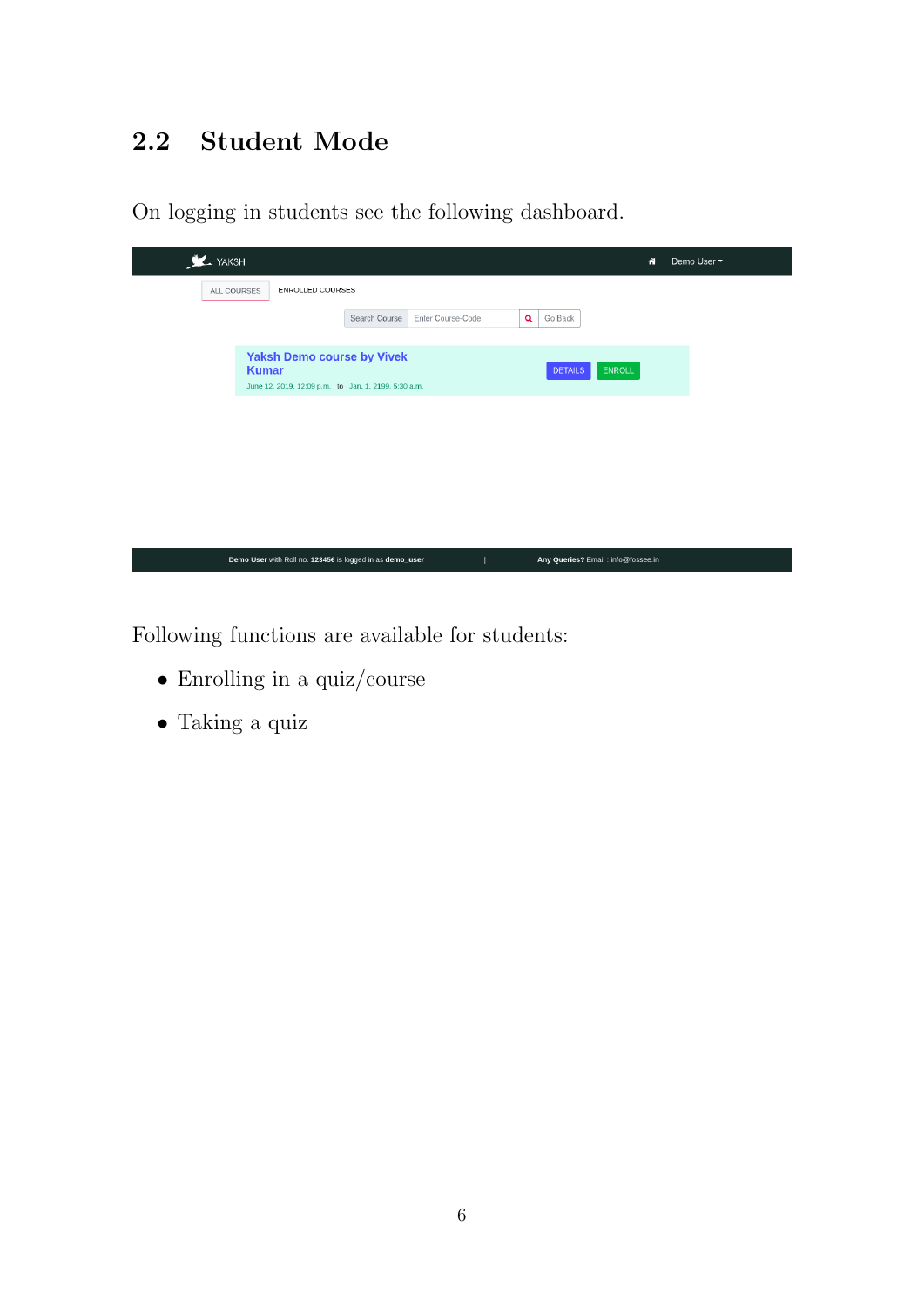## 2.2 Student Mode

On logging in students see the following dashboard.

Following functions are available for students:

- Enrolling in a quiz/course
- Taking a quiz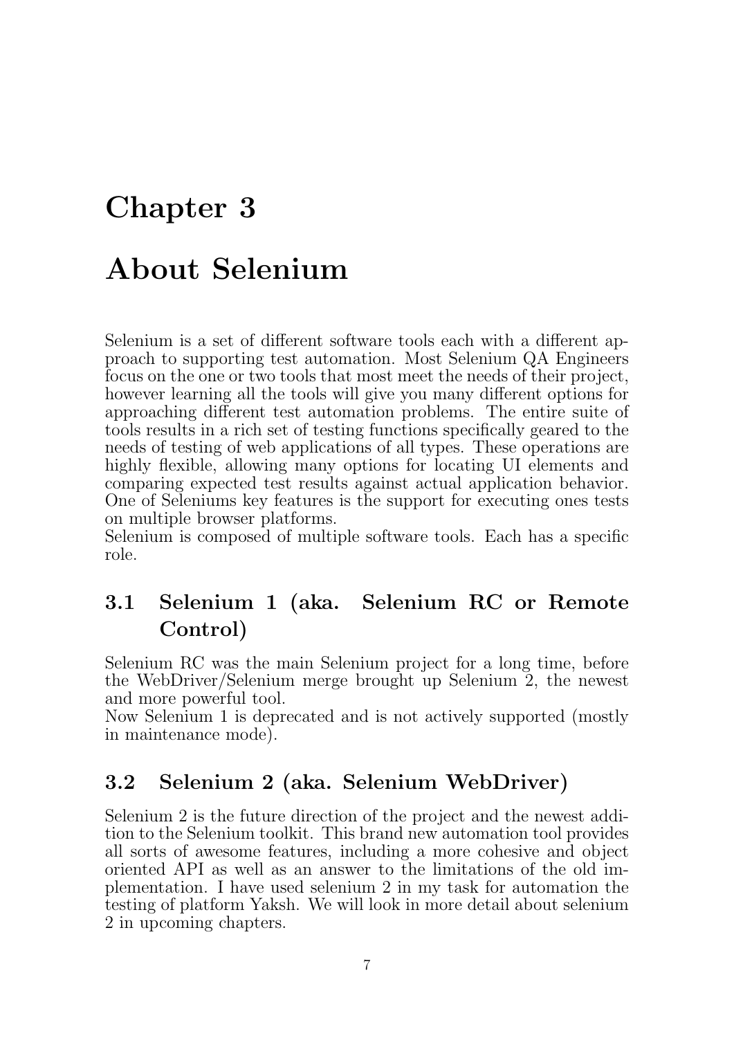# Chapter 3

# About Selenium

Selenium is a set of different software tools each with a different approach to supporting test automation. Most Selenium QA Engineers focus on the one or two tools that most meet the needs of their project, however learning all the tools will give you many different options for approaching different test automation problems. The entire suite of tools results in a rich set of testing functions specifically geared to the needs of testing of web applications of all types. These operations are highly flexible, allowing many options for locating UI elements and comparing expected test results against actual application behavior. One of Seleniums key features is the support for executing ones tests on multiple browser platforms.
Selenium is composed of multiple software tools. Each has a specific role.

## 3.1 Selenium 1 (aka. Selenium RC or Remote Control)

Selenium RC was the main Selenium project for a long time, before the WebDriver/Selenium merge brought up Selenium 2, the newest and more powerful tool.
Now Selenium 1 is deprecated and is not actively supported (mostly in maintenance mode).

## 3.2 Selenium 2 (aka. Selenium WebDriver)

Selenium 2 is the future direction of the project and the newest addition to the Selenium toolkit. This brand new automation tool provides all sorts of awesome features, including a more cohesive and object oriented API as well as an answer to the limitations of the old implementation. I have used selenium 2 in my task for automation the testing of platform Yaksh. We will look in more detail about selenium 2 in upcoming chapters.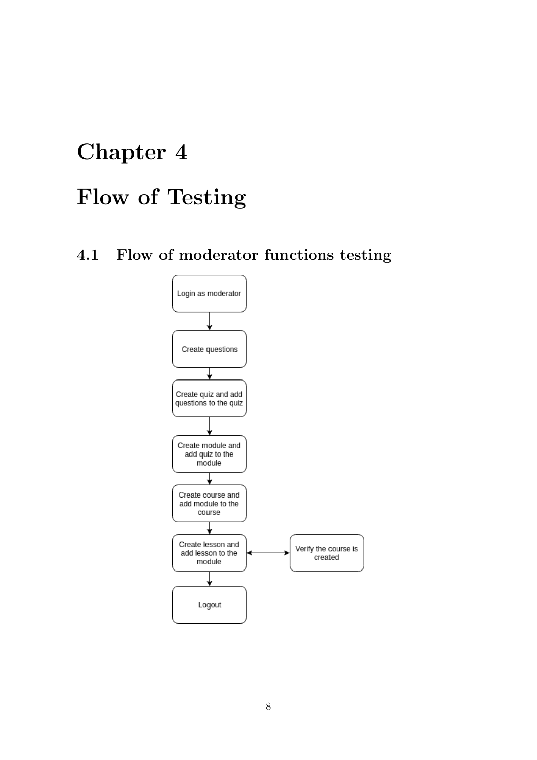# Chapter 4

# Flow of Testing

## 4.1 Flow of moderator functions testing

Login as moderator

Create questions

Create quiz and add questions to the quiz

Create module and add quiz to the module

Create course and add module to the course

Create lesson and add lesson to the module

Verify the course is created

Logout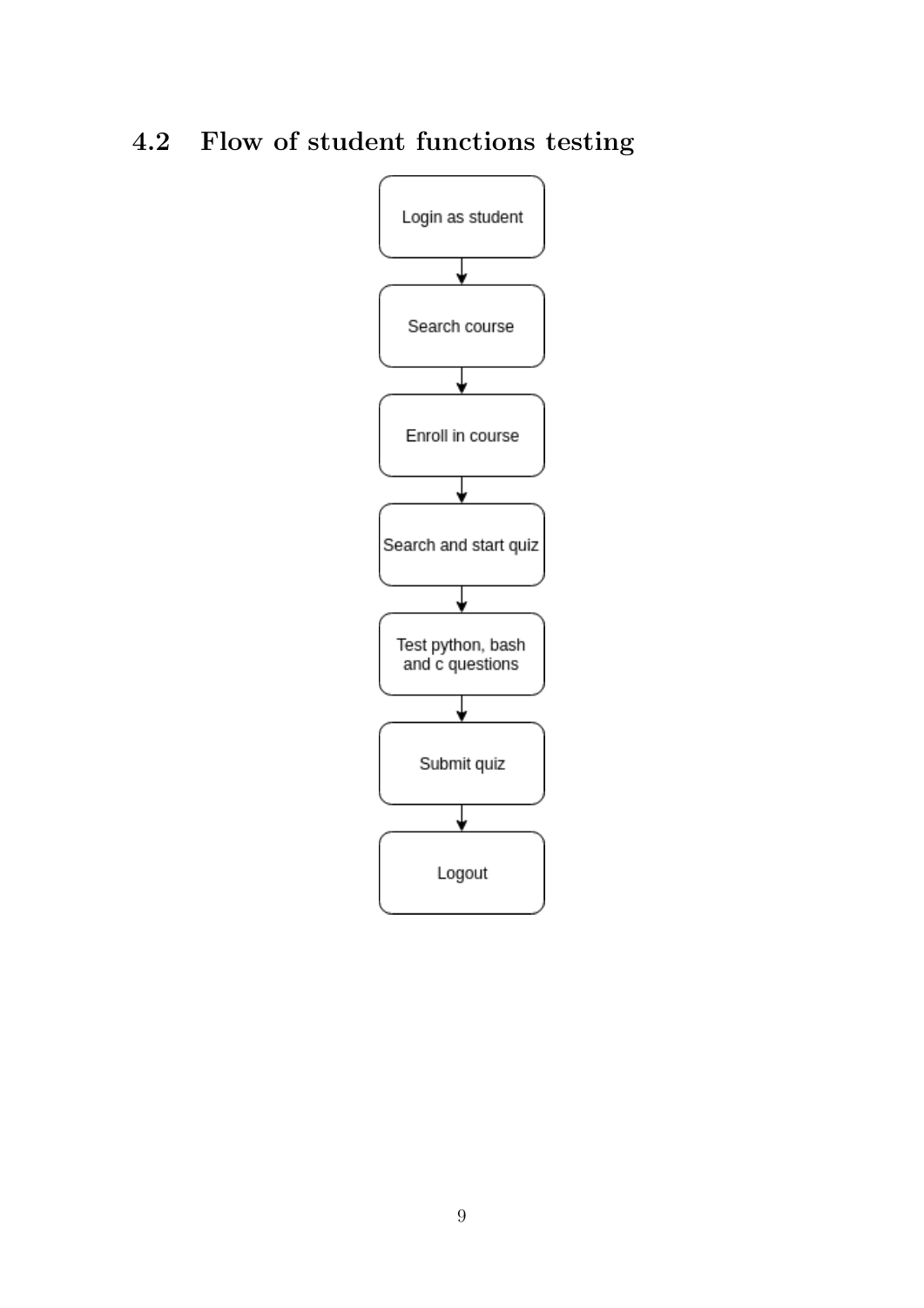## 4.2 Flow of student functions testing

Login as student

Search course

Enroll in course

Search and start quiz

Test python, bash and c questions

Submit quiz

Logout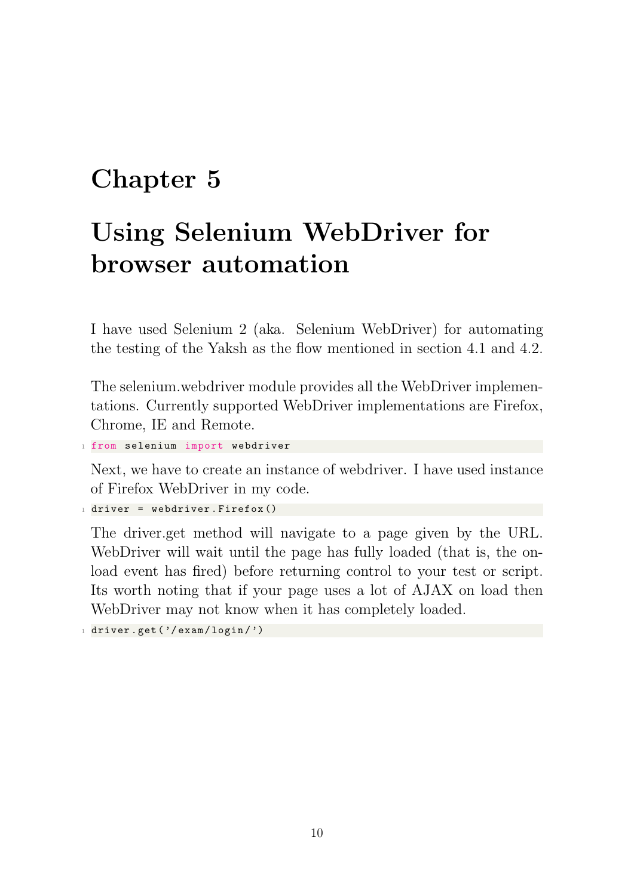# Chapter 5

# Using Selenium WebDriver for browser automation

I have used Selenium 2 (aka. Selenium WebDriver) for automating the testing of the Yaksh as the flow mentioned in section 4.1 and 4.2.

The selenium.webdriver module provides all the WebDriver implementations. Currently supported WebDriver implementations are Firefox, Chrome, IE and Remote.

```
from selenium import webdriver
```

Next, we have to create an instance of webdriver. I have used instance of Firefox WebDriver in my code.

```
driver = webdriver.Firefox()
```

The driver.get method will navigate to a page given by the URL. WebDriver will wait until the page has fully loaded (that is, the onload event has fired) before returning control to your test or script. Its worth noting that if your page uses a lot of AJAX on load then WebDriver may not know when it has completely loaded.

```
driver.get('/exam/login/')
```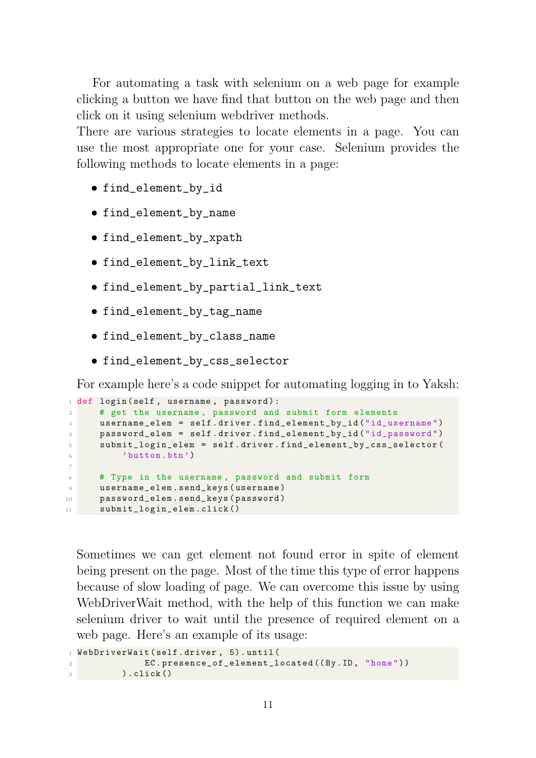For automating a task with selenium on a web page for example clicking a button we have find that button on the web page and then click on it using selenium webdriver methods.
There are various strategies to locate elements in a page. You can use the most appropriate one for your case. Selenium provides the following methods to locate elements in a page:

- find_element_by_id
- find_element_by_name
- find_element_by_xpath
- find_element_by_link_text
- find_element_by_partial_link_text
- find_element_by_tag_name
- find_element_by_class_name
- find_element_by_css_selector

For example here's a code snippet for automating logging in to Yaksh:

```
def login(self, username, password):
    # get the username, password and submit form elements
    username_elem = self.driver.find_element_by_id("id_username")
    password_elem = self.driver.find_element_by_id("id_password")
    submit_login_elem = self.driver.find_element_by_css_selector(
        'button.btn')

    # Type in the username, password and submit form
    username_elem.send_keys(username)
    password_elem.send_keys(password)
    submit_login_elem.click()
```

Sometimes we can get element not found error in spite of element being present on the page. Most of the time this type of error happens because of slow loading of page. We can overcome this issue by using WebDriverWait method, with the help of this function we can make selenium driver to wait until the presence of required element on a web page. Here's an example of its usage:

```
WebDriverWait(self.driver, 5).until(
            EC.presence_of_element_located((By.ID, "home"))
        ).click()
```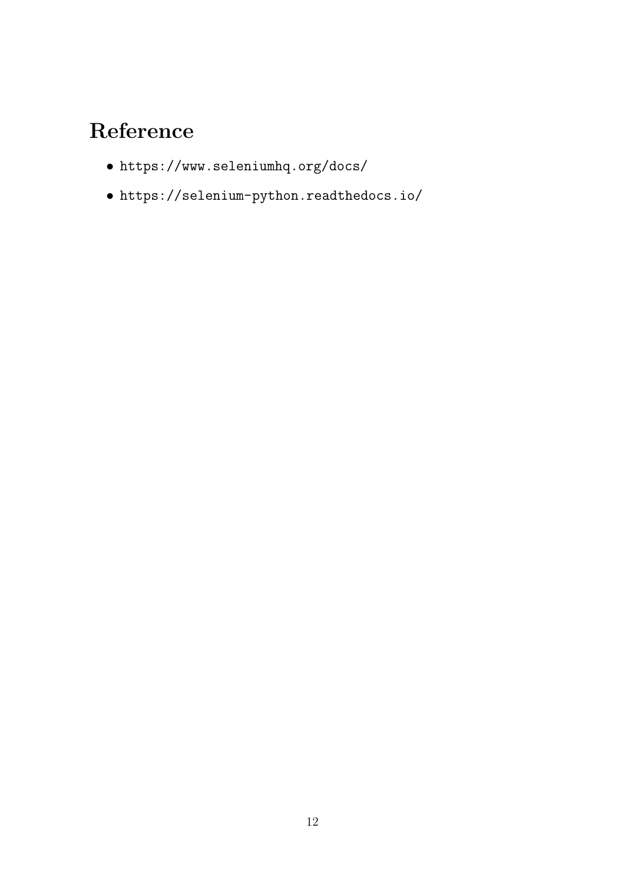# Reference

- `https://www.seleniumhq.org/docs/`
- `https://selenium-python.readthedocs.io/`